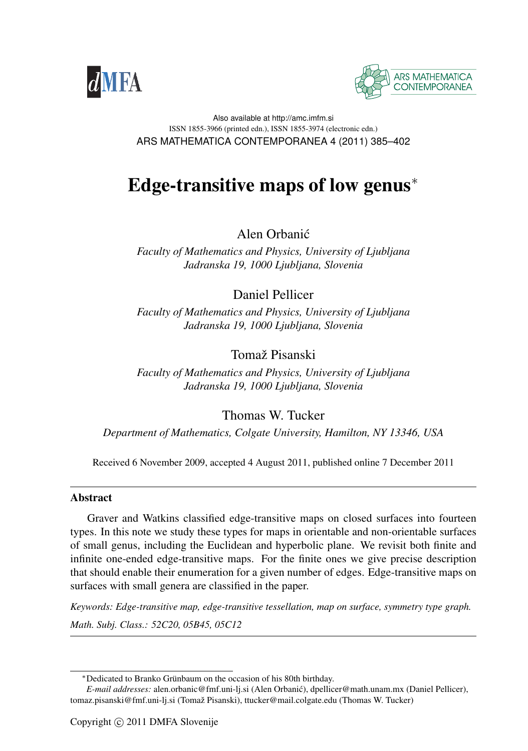Also available at http://amc.imfm.si
ISSN 1855-3966 (printed edn.), ISSN 1855-3974 (electronic edn.)

# Edge-transitive maps of low genus*

Alen Orbanić

*Faculty of Mathematics and Physics, University of Ljubljana*
*Jadranska 19, 1000 Ljubljana, Slovenia*

Daniel Pellicer

*Faculty of Mathematics and Physics, University of Ljubljana*
*Jadranska 19, 1000 Ljubljana, Slovenia*

Tomaž Pisanski

*Faculty of Mathematics and Physics, University of Ljubljana*
*Jadranska 19, 1000 Ljubljana, Slovenia*

Thomas W. Tucker

*Department of Mathematics, Colgate University, Hamilton, NY 13346, USA*

Received 6 November 2009, accepted 4 August 2011, published online 7 December 2011

## Abstract

Graver and Watkins classified edge-transitive maps on closed surfaces into fourteen types. In this note we study these types for maps in orientable and non-orientable surfaces of small genus, including the Euclidean and hyperbolic plane. We revisit both finite and infinite one-ended edge-transitive maps. For the finite ones we give precise description that should enable their enumeration for a given number of edges. Edge-transitive maps on surfaces with small genera are classified in the paper.

*Keywords: Edge-transitive map, edge-transitive tessellation, map on surface, symmetry type graph.*

*Math. Subj. Class.: 52C20, 05B45, 05C12*

---

*Dedicated to Branko Grünbaum on the occasion of his 80th birthday.

*E-mail addresses:* alen.orbanic@fmf.uni-lj.si (Alen Orbanić), dpellicer@math.unam.mx (Daniel Pellicer), tomaz.pisanski@fmf.uni-lj.si (Tomaž Pisanski), ttucker@mail.colgate.edu (Thomas W. Tucker)

Copyright © 2011 DMFA Slovenije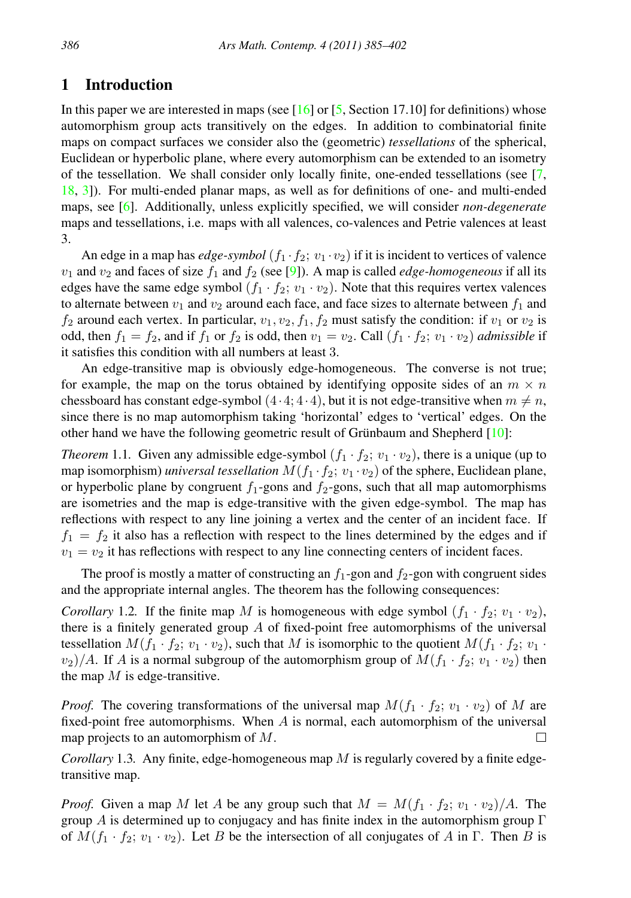## 1 Introduction

In this paper we are interested in maps (see [16] or [5, Section 17.10] for definitions) whose automorphism group acts transitively on the edges. In addition to combinatorial finite maps on compact surfaces we consider also the (geometric) *tessellations* of the spherical, Euclidean or hyperbolic plane, where every automorphism can be extended to an isometry of the tessellation. We shall consider only locally finite, one-ended tessellations (see [7, 18, 3]). For multi-ended planar maps, as well as for definitions of one- and multi-ended maps, see [6]. Additionally, unless explicitly specified, we will consider *non-degenerate* maps and tessellations, i.e. maps with all valences, co-valences and Petrie valences at least 3.

An edge in a map has *edge-symbol* $(f_1 \cdot f_2;\ v_1 \cdot v_2)$ if it is incident to vertices of valence $v_1$ and $v_2$ and faces of size $f_1$ and $f_2$ (see [9]). A map is called *edge-homogeneous* if all its edges have the same edge symbol $(f_1 \cdot f_2;\ v_1 \cdot v_2)$. Note that this requires vertex valences to alternate between $v_1$ and $v_2$ around each face, and face sizes to alternate between $f_1$ and $f_2$ around each vertex. In particular, $v_1, v_2, f_1, f_2$ must satisfy the condition: if $v_1$ or $v_2$ is odd, then $f_1 = f_2$, and if $f_1$ or $f_2$ is odd, then $v_1 = v_2$. Call $(f_1 \cdot f_2;\ v_1 \cdot v_2)$ *admissible* if it satisfies this condition with all numbers at least 3.

An edge-transitive map is obviously edge-homogeneous. The converse is not true; for example, the map on the torus obtained by identifying opposite sides of an $m \times n$ chessboard has constant edge-symbol $(4 \cdot 4; 4 \cdot 4)$, but it is not edge-transitive when $m \neq n$, since there is no map automorphism taking 'horizontal' edges to 'vertical' edges. On the other hand we have the following geometric result of Grünbaum and Shepherd [10]:

*Theorem* 1.1. Given any admissible edge-symbol $(f_1 \cdot f_2;\ v_1 \cdot v_2)$, there is a unique (up to map isomorphism) *universal tessellation* $M(f_1 \cdot f_2;\ v_1 \cdot v_2)$ of the sphere, Euclidean plane, or hyperbolic plane by congruent $f_1$-gons and $f_2$-gons, such that all map automorphisms are isometries and the map is edge-transitive with the given edge-symbol. The map has reflections with respect to any line joining a vertex and the center of an incident face. If $f_1 = f_2$ it also has a reflection with respect to the lines determined by the edges and if $v_1 = v_2$ it has reflections with respect to any line connecting centers of incident faces.

The proof is mostly a matter of constructing an $f_1$-gon and $f_2$-gon with congruent sides and the appropriate internal angles. The theorem has the following consequences:

*Corollary* 1.2. If the finite map $M$ is homogeneous with edge symbol $(f_1 \cdot f_2;\ v_1 \cdot v_2)$, there is a finitely generated group $A$ of fixed-point free automorphisms of the universal tessellation $M(f_1 \cdot f_2;\ v_1 \cdot v_2)$, such that $M$ is isomorphic to the quotient $M(f_1 \cdot f_2;\ v_1 \cdot v_2)/A$. If $A$ is a normal subgroup of the automorphism group of $M(f_1 \cdot f_2;\ v_1 \cdot v_2)$ then the map $M$ is edge-transitive.

*Proof.* The covering transformations of the universal map $M(f_1 \cdot f_2;\ v_1 \cdot v_2)$ of $M$ are fixed-point free automorphisms. When $A$ is normal, each automorphism of the universal map projects to an automorphism of $M$. □

*Corollary* 1.3. Any finite, edge-homogeneous map $M$ is regularly covered by a finite edge-transitive map.

*Proof.* Given a map $M$ let $A$ be any group such that $M = M(f_1 \cdot f_2;\ v_1 \cdot v_2)/A$. The group $A$ is determined up to conjugacy and has finite index in the automorphism group $\Gamma$ of $M(f_1 \cdot f_2;\ v_1 \cdot v_2)$. Let $B$ be the intersection of all conjugates of $A$ in $\Gamma$. Then $B$ is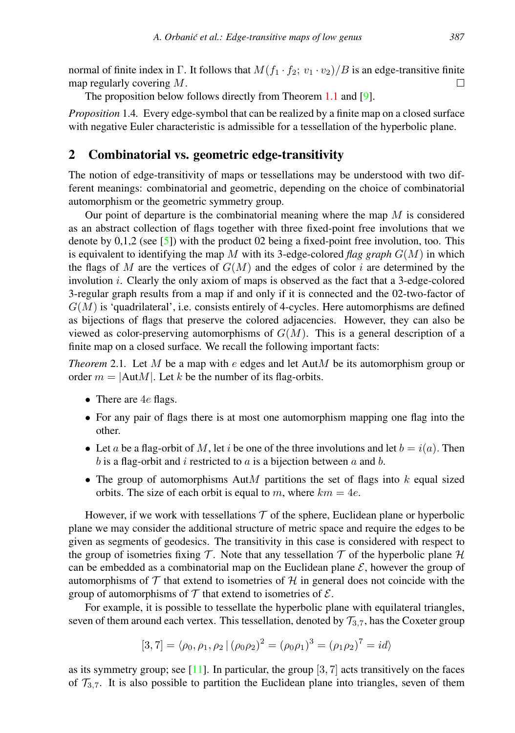normal of finite index in Γ. It follows that $M(f_1 \cdot f_2;\ v_1 \cdot v_2)/B$ is an edge-transitive finite map regularly covering $M$. □

The proposition below follows directly from Theorem 1.1 and [9].

*Proposition* 1.4. Every edge-symbol that can be realized by a finite map on a closed surface with negative Euler characteristic is admissible for a tessellation of the hyperbolic plane.

## 2 Combinatorial vs. geometric edge-transitivity

The notion of edge-transitivity of maps or tessellations may be understood with two different meanings: combinatorial and geometric, depending on the choice of combinatorial automorphism or the geometric symmetry group.

Our point of departure is the combinatorial meaning where the map $M$ is considered as an abstract collection of flags together with three fixed-point free involutions that we denote by 0,1,2 (see [5]) with the product 02 being a fixed-point free involution, too. This is equivalent to identifying the map $M$ with its 3-edge-colored *flag graph* $G(M)$ in which the flags of $M$ are the vertices of $G(M)$ and the edges of color $i$ are determined by the involution $i$. Clearly the only axiom of maps is observed as the fact that a 3-edge-colored 3-regular graph results from a map if and only if it is connected and the 02-two-factor of $G(M)$ is 'quadrilateral', i.e. consists entirely of 4-cycles. Here automorphisms are defined as bijections of flags that preserve the colored adjacencies. However, they can also be viewed as color-preserving automorphisms of $G(M)$. This is a general description of a finite map on a closed surface. We recall the following important facts:

*Theorem* 2.1. Let $M$ be a map with $e$ edges and let Aut$M$ be its automorphism group or order $m = |\text{Aut}M|$. Let $k$ be the number of its flag-orbits.

- There are $4e$ flags.
- For any pair of flags there is at most one automorphism mapping one flag into the other.
- Let $a$ be a flag-orbit of $M$, let $i$ be one of the three involutions and let $b = i(a)$. Then $b$ is a flag-orbit and $i$ restricted to $a$ is a bijection between $a$ and $b$.
- The group of automorphisms Aut$M$ partitions the set of flags into $k$ equal sized orbits. The size of each orbit is equal to $m$, where $km = 4e$.

However, if we work with tessellations $\mathcal{T}$ of the sphere, Euclidean plane or hyperbolic plane we may consider the additional structure of metric space and require the edges to be given as segments of geodesics. The transitivity in this case is considered with respect to the group of isometries fixing $\mathcal{T}$. Note that any tessellation $\mathcal{T}$ of the hyperbolic plane $\mathcal{H}$ can be embedded as a combinatorial map on the Euclidean plane $\mathcal{E}$, however the group of automorphisms of $\mathcal{T}$ that extend to isometries of $\mathcal{H}$ in general does not coincide with the group of automorphisms of $\mathcal{T}$ that extend to isometries of $\mathcal{E}$.

For example, it is possible to tessellate the hyperbolic plane with equilateral triangles, seven of them around each vertex. This tessellation, denoted by $\mathcal{T}_{3,7}$, has the Coxeter group

$$[3,7] = \langle \rho_0, \rho_1, \rho_2 \,|\, (\rho_0\rho_2)^2 = (\rho_0\rho_1)^3 = (\rho_1\rho_2)^7 = id \rangle$$

as its symmetry group; see [11]. In particular, the group $[3,7]$ acts transitively on the faces of $\mathcal{T}_{3,7}$. It is also possible to partition the Euclidean plane into triangles, seven of them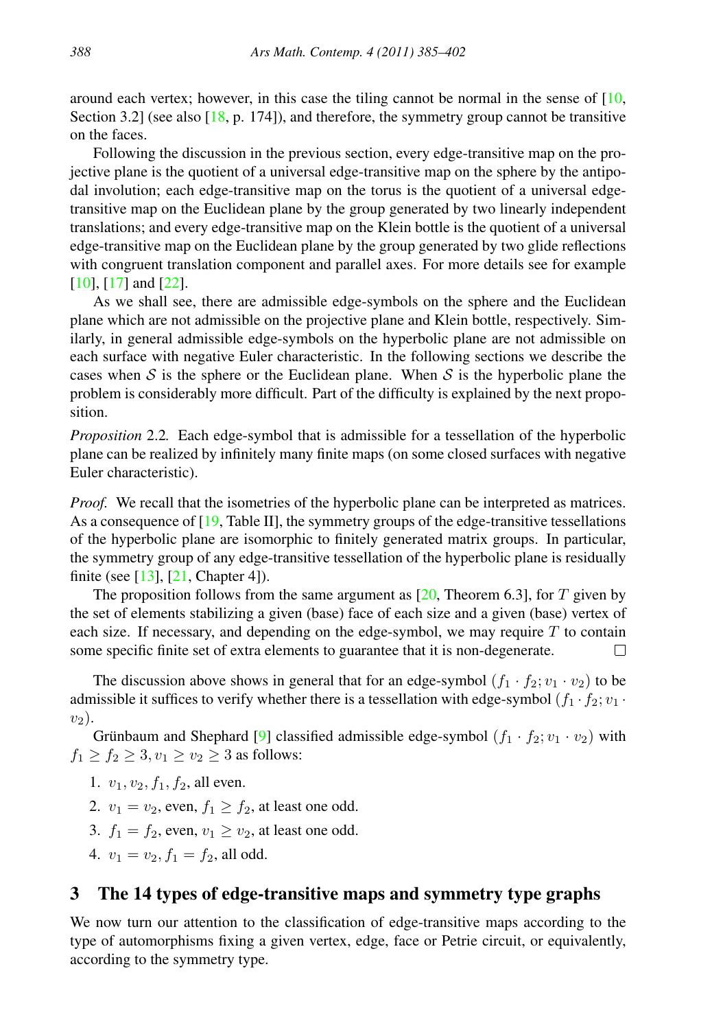around each vertex; however, in this case the tiling cannot be normal in the sense of [10, Section 3.2] (see also [18, p. 174]), and therefore, the symmetry group cannot be transitive on the faces.

Following the discussion in the previous section, every edge-transitive map on the projective plane is the quotient of a universal edge-transitive map on the sphere by the antipodal involution; each edge-transitive map on the torus is the quotient of a universal edge-transitive map on the Euclidean plane by the group generated by two linearly independent translations; and every edge-transitive map on the Klein bottle is the quotient of a universal edge-transitive map on the Euclidean plane by the group generated by two glide reflections with congruent translation component and parallel axes. For more details see for example [10], [17] and [22].

As we shall see, there are admissible edge-symbols on the sphere and the Euclidean plane which are not admissible on the projective plane and Klein bottle, respectively. Similarly, in general admissible edge-symbols on the hyperbolic plane are not admissible on each surface with negative Euler characteristic. In the following sections we describe the cases when $\mathcal{S}$ is the sphere or the Euclidean plane. When $\mathcal{S}$ is the hyperbolic plane the problem is considerably more difficult. Part of the difficulty is explained by the next proposition.

*Proposition* 2.2. Each edge-symbol that is admissible for a tessellation of the hyperbolic plane can be realized by infinitely many finite maps (on some closed surfaces with negative Euler characteristic).

*Proof.* We recall that the isometries of the hyperbolic plane can be interpreted as matrices. As a consequence of [19, Table II], the symmetry groups of the edge-transitive tessellations of the hyperbolic plane are isomorphic to finitely generated matrix groups. In particular, the symmetry group of any edge-transitive tessellation of the hyperbolic plane is residually finite (see [13], [21, Chapter 4]).

The proposition follows from the same argument as [20, Theorem 6.3], for $T$ given by the set of elements stabilizing a given (base) face of each size and a given (base) vertex of each size. If necessary, and depending on the edge-symbol, we may require $T$ to contain some specific finite set of extra elements to guarantee that it is non-degenerate. □

The discussion above shows in general that for an edge-symbol $(f_1 \cdot f_2; v_1 \cdot v_2)$ to be admissible it suffices to verify whether there is a tessellation with edge-symbol $(f_1 \cdot f_2; v_1 \cdot v_2)$.

Grünbaum and Shephard [9] classified admissible edge-symbol $(f_1 \cdot f_2; v_1 \cdot v_2)$ with $f_1 \geq f_2 \geq 3, v_1 \geq v_2 \geq 3$ as follows:

1. $v_1, v_2, f_1, f_2$, all even.
2. $v_1 = v_2$, even, $f_1 \geq f_2$, at least one odd.
3. $f_1 = f_2$, even, $v_1 \geq v_2$, at least one odd.
4. $v_1 = v_2, f_1 = f_2$, all odd.

## 3 The 14 types of edge-transitive maps and symmetry type graphs

We now turn our attention to the classification of edge-transitive maps according to the type of automorphisms fixing a given vertex, edge, face or Petrie circuit, or equivalently, according to the symmetry type.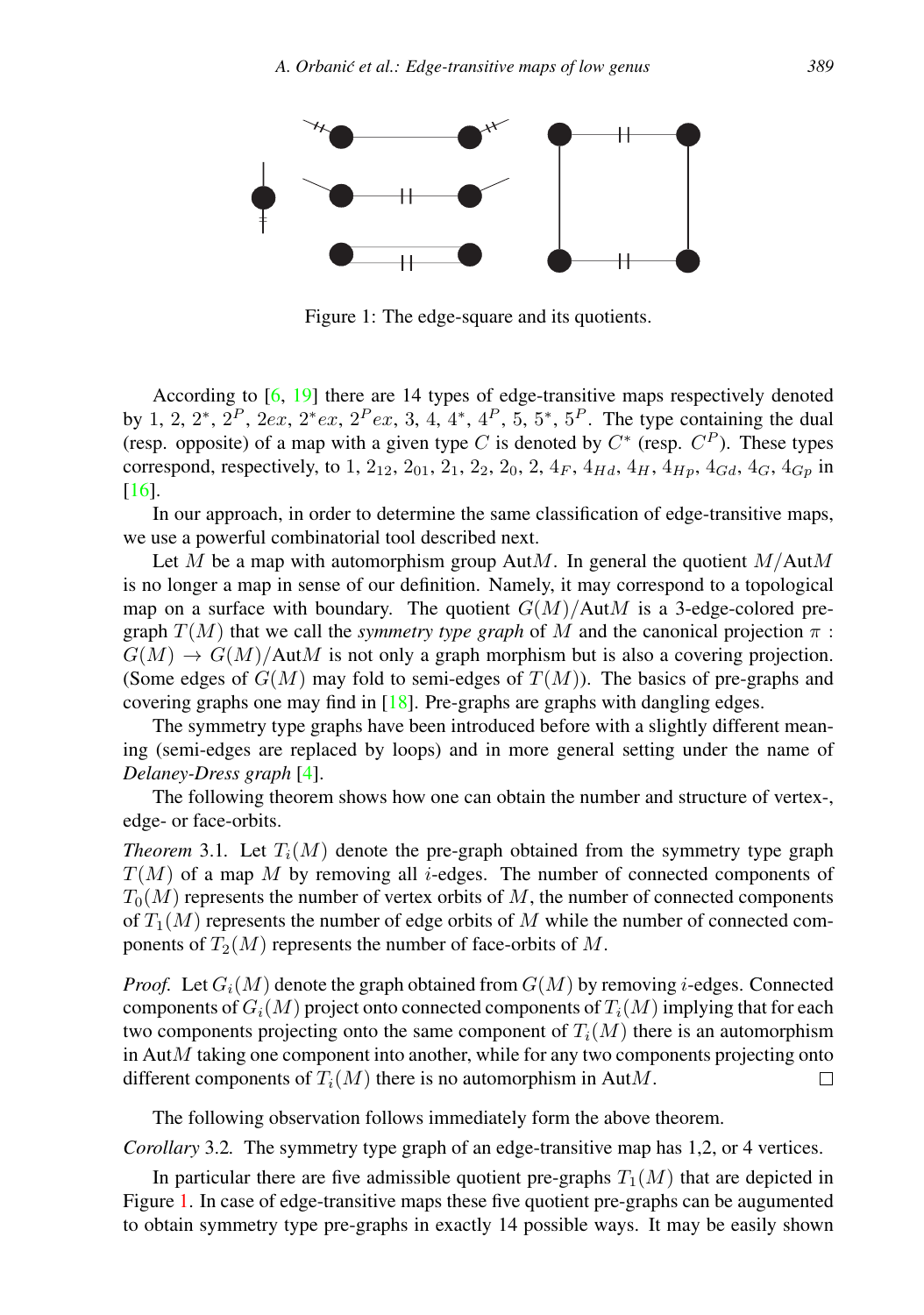Figure 1: The edge-square and its quotients.

According to [6, 19] there are 14 types of edge-transitive maps respectively denoted by 1, 2, $2^*$, $2^P$, $2ex$, $2^*ex$, $2^Pex$, 3, 4, $4^*$, $4^P$, 5, $5^*$, $5^P$. The type containing the dual (resp. opposite) of a map with a given type $C$ is denoted by $C^*$ (resp. $C^P$). These types correspond, respectively, to 1, $2_{12}$, $2_{01}$, $2_1$, $2_2$, $2_0$, 2, $4_F$, $4_{Hd}$, $4_H$, $4_{Hp}$, $4_{Gd}$, $4_G$, $4_{Gp}$ in [16].

In our approach, in order to determine the same classification of edge-transitive maps, we use a powerful combinatorial tool described next.

Let $M$ be a map with automorphism group Aut$M$. In general the quotient $M/\text{Aut}M$ is no longer a map in sense of our definition. Namely, it may correspond to a topological map on a surface with boundary. The quotient $G(M)/\text{Aut}M$ is a 3-edge-colored pre-graph $T(M)$ that we call the *symmetry type graph* of $M$ and the canonical projection $\pi : G(M) \to G(M)/\text{Aut}M$ is not only a graph morphism but is also a covering projection. (Some edges of $G(M)$ may fold to semi-edges of $T(M)$). The basics of pre-graphs and covering graphs one may find in [18]. Pre-graphs are graphs with dangling edges.

The symmetry type graphs have been introduced before with a slightly different meaning (semi-edges are replaced by loops) and in more general setting under the name of *Delaney-Dress graph* [4].

The following theorem shows how one can obtain the number and structure of vertex-, edge- or face-orbits.

*Theorem* 3.1. Let $T_i(M)$ denote the pre-graph obtained from the symmetry type graph $T(M)$ of a map $M$ by removing all $i$-edges. The number of connected components of $T_0(M)$ represents the number of vertex orbits of $M$, the number of connected components of $T_1(M)$ represents the number of edge orbits of $M$ while the number of connected components of $T_2(M)$ represents the number of face-orbits of $M$.

*Proof.* Let $G_i(M)$ denote the graph obtained from $G(M)$ by removing $i$-edges. Connected components of $G_i(M)$ project onto connected components of $T_i(M)$ implying that for each two components projecting onto the same component of $T_i(M)$ there is an automorphism in Aut$M$ taking one component into another, while for any two components projecting onto different components of $T_i(M)$ there is no automorphism in Aut$M$. □

The following observation follows immediately form the above theorem.

*Corollary* 3.2. The symmetry type graph of an edge-transitive map has 1,2, or 4 vertices.

In particular there are five admissible quotient pre-graphs $T_1(M)$ that are depicted in Figure 1. In case of edge-transitive maps these five quotient pre-graphs can be augumented to obtain symmetry type pre-graphs in exactly 14 possible ways. It may be easily shown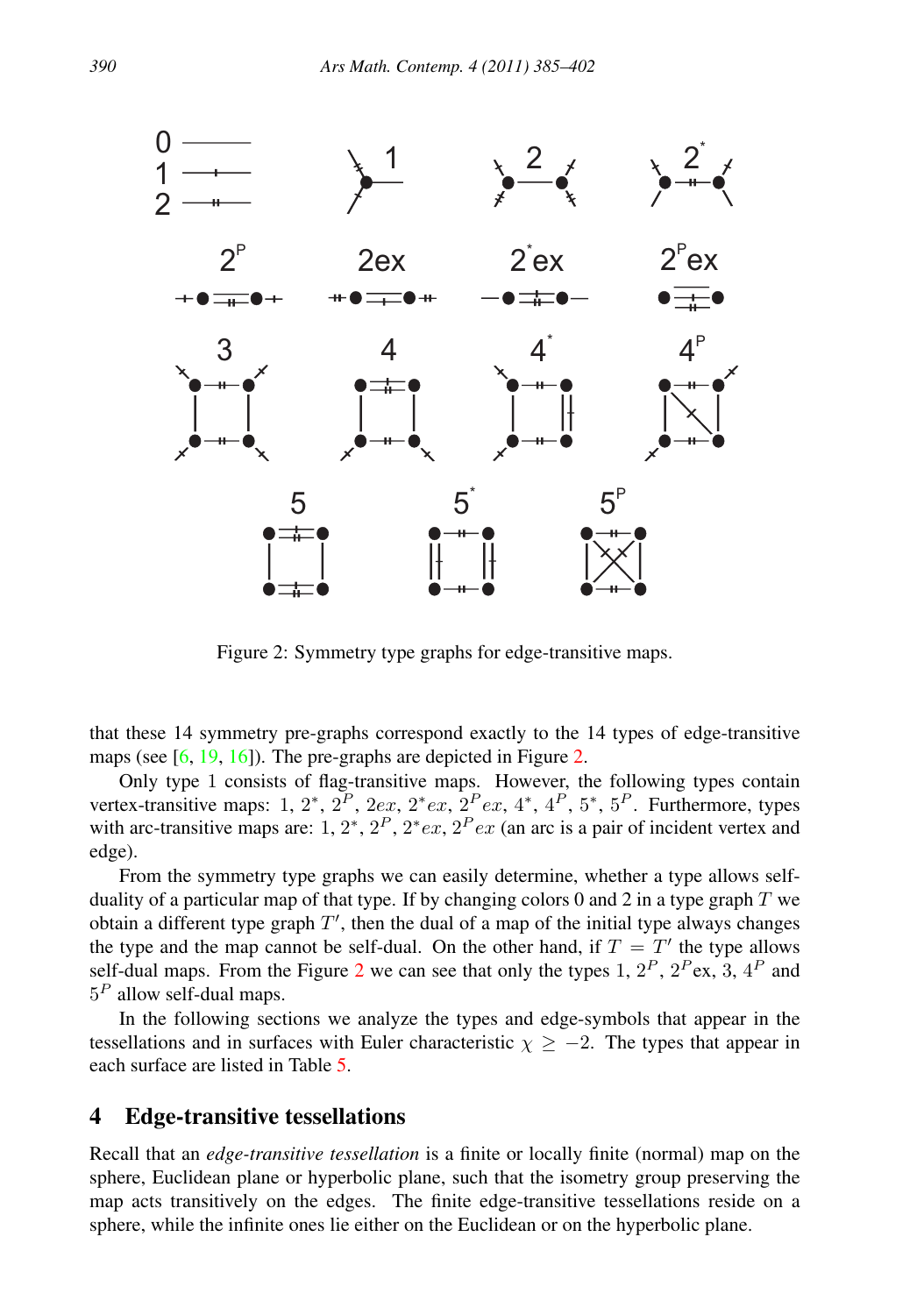Figure 2: Symmetry type graphs for edge-transitive maps.

that these 14 symmetry pre-graphs correspond exactly to the 14 types of edge-transitive maps (see [6, 19, 16]). The pre-graphs are depicted in Figure 2.

Only type 1 consists of flag-transitive maps. However, the following types contain vertex-transitive maps: 1, $2^*$, $2^P$, $2ex$, $2^*ex$, $2^Pex$, $4^*$, $4^P$, $5^*$, $5^P$. Furthermore, types with arc-transitive maps are: 1, $2^*$, $2^P$, $2^*ex$, $2^Pex$ (an arc is a pair of incident vertex and edge).

From the symmetry type graphs we can easily determine, whether a type allows self-duality of a particular map of that type. If by changing colors 0 and 2 in a type graph $T$ we obtain a different type graph $T'$, then the dual of a map of the initial type always changes the type and the map cannot be self-dual. On the other hand, if $T = T'$ the type allows self-dual maps. From the Figure 2 we can see that only the types 1, $2^P$, $2^P$ex, 3, $4^P$ and $5^P$ allow self-dual maps.

In the following sections we analyze the types and edge-symbols that appear in the tessellations and in surfaces with Euler characteristic $\chi \geq -2$. The types that appear in each surface are listed in Table 5.

## 4 Edge-transitive tessellations

Recall that an *edge-transitive tessellation* is a finite or locally finite (normal) map on the sphere, Euclidean plane or hyperbolic plane, such that the isometry group preserving the map acts transitively on the edges. The finite edge-transitive tessellations reside on a sphere, while the infinite ones lie either on the Euclidean or on the hyperbolic plane.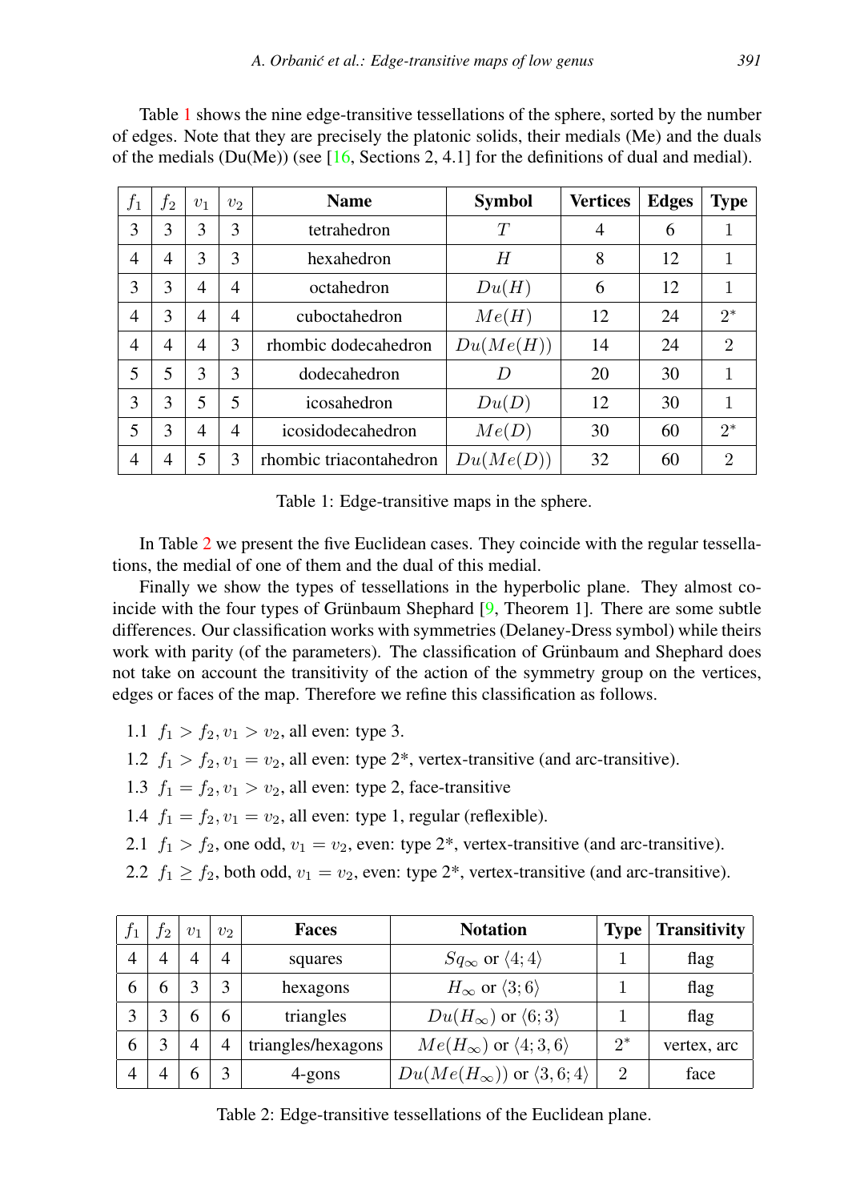Table 1 shows the nine edge-transitive tessellations of the sphere, sorted by the number of edges. Note that they are precisely the platonic solids, their medials (Me) and the duals of the medials (Du(Me)) (see [16, Sections 2, 4.1] for the definitions of dual and medial).

| $f_1$ | $f_2$ | $v_1$ | $v_2$ | **Name** | **Symbol** | **Vertices** | **Edges** | **Type** |
|---|---|---|---|---|---|---|---|---|
| 3 | 3 | 3 | 3 | tetrahedron | $T$ | 4 | 6 | 1 |
| 4 | 4 | 3 | 3 | hexahedron | $H$ | 8 | 12 | 1 |
| 3 | 3 | 4 | 4 | octahedron | $Du(H)$ | 6 | 12 | 1 |
| 4 | 3 | 4 | 4 | cuboctahedron | $Me(H)$ | 12 | 24 | $2^*$ |
| 4 | 4 | 4 | 3 | rhombic dodecahedron | $Du(Me(H))$ | 14 | 24 | 2 |
| 5 | 5 | 3 | 3 | dodecahedron | $D$ | 20 | 30 | 1 |
| 3 | 3 | 5 | 5 | icosahedron | $Du(D)$ | 12 | 30 | 1 |
| 5 | 3 | 4 | 4 | icosidodecahedron | $Me(D)$ | 30 | 60 | $2^*$ |
| 4 | 4 | 5 | 3 | rhombic triacontahedron | $Du(Me(D))$ | 32 | 60 | 2 |

Table 1: Edge-transitive maps in the sphere.

In Table 2 we present the five Euclidean cases. They coincide with the regular tessellations, the medial of one of them and the dual of this medial.

Finally we show the types of tessellations in the hyperbolic plane. They almost coincide with the four types of Grünbaum Shephard [9, Theorem 1]. There are some subtle differences. Our classification works with symmetries (Delaney-Dress symbol) while theirs work with parity (of the parameters). The classification of Grünbaum and Shephard does not take on account the transitivity of the action of the symmetry group on the vertices, edges or faces of the map. Therefore we refine this classification as follows.

1.1 $f_1 > f_2, v_1 > v_2$, all even: type 3.

1.2 $f_1 > f_2, v_1 = v_2$, all even: type 2*, vertex-transitive (and arc-transitive).

1.3 $f_1 = f_2, v_1 > v_2$, all even: type 2, face-transitive

1.4 $f_1 = f_2, v_1 = v_2$, all even: type 1, regular (reflexible).

2.1 $f_1 > f_2$, one odd, $v_1 = v_2$, even: type 2*, vertex-transitive (and arc-transitive).

2.2 $f_1 \geq f_2$, both odd, $v_1 = v_2$, even: type 2*, vertex-transitive (and arc-transitive).

| $f_1$ | $f_2$ | $v_1$ | $v_2$ | **Faces** | **Notation** | **Type** | **Transitivity** |
|---|---|---|---|---|---|---|---|
| 4 | 4 | 4 | 4 | squares | $Sq_\infty$ or $\langle 4; 4\rangle$ | 1 | flag |
| 6 | 6 | 3 | 3 | hexagons | $H_\infty$ or $\langle 3; 6\rangle$ | 1 | flag |
| 3 | 3 | 6 | 6 | triangles | $Du(H_\infty)$ or $\langle 6; 3\rangle$ | 1 | flag |
| 6 | 3 | 4 | 4 | triangles/hexagons | $Me(H_\infty)$ or $\langle 4; 3, 6\rangle$ | $2^*$ | vertex, arc |
| 4 | 4 | 6 | 3 | 4-gons | $Du(Me(H_\infty))$ or $\langle 3, 6; 4\rangle$ | 2 | face |

Table 2: Edge-transitive tessellations of the Euclidean plane.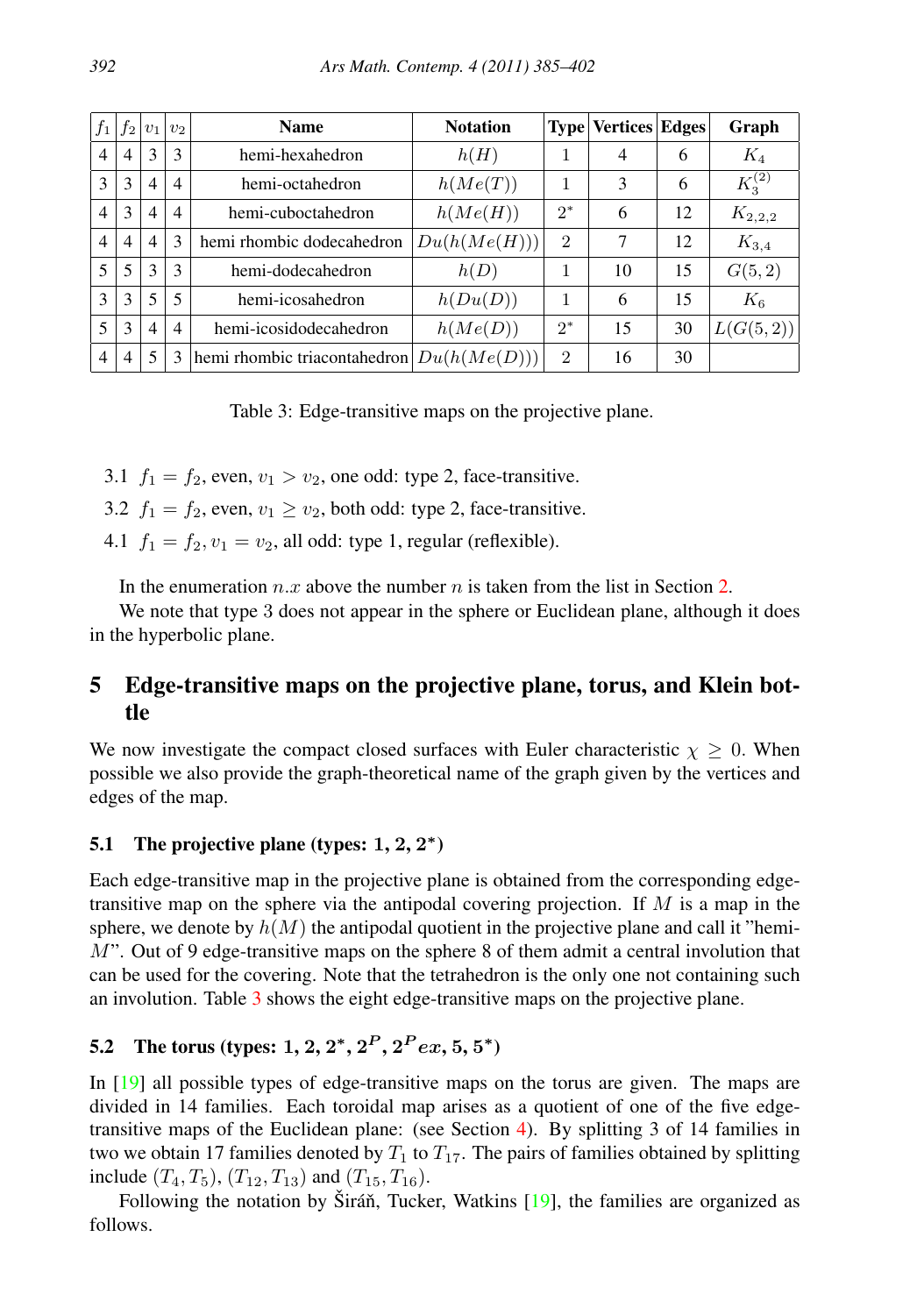| $f_1$ | $f_2$ | $v_1$ | $v_2$ | Name | Notation | Type | Vertices | Edges | Graph |
|---|---|---|---|---|---|---|---|---|---|
| 4 | 4 | 3 | 3 | hemi-hexahedron | $h(H)$ | 1 | 4 | 6 | $K_4$ |
| 3 | 3 | 4 | 4 | hemi-octahedron | $h(Me(T))$ | 1 | 3 | 6 | $K_3^{(2)}$ |
| 4 | 3 | 4 | 4 | hemi-cuboctahedron | $h(Me(H))$ | $2^*$ | 6 | 12 | $K_{2,2,2}$ |
| 4 | 4 | 4 | 3 | hemi rhombic dodecahedron | $Du(h(Me(H)))$ | 2 | 7 | 12 | $K_{3,4}$ |
| 5 | 5 | 3 | 3 | hemi-dodecahedron | $h(D)$ | 1 | 10 | 15 | $G(5,2)$ |
| 3 | 3 | 5 | 5 | hemi-icosahedron | $h(Du(D))$ | 1 | 6 | 15 | $K_6$ |
| 5 | 3 | 4 | 4 | hemi-icosidodecahedron | $h(Me(D))$ | $2^*$ | 15 | 30 | $L(G(5,2))$ |
| 4 | 4 | 5 | 3 | hemi rhombic triacontahedron | $Du(h(Me(D)))$ | 2 | 16 | 30 | |

Table 3: Edge-transitive maps on the projective plane.

3.1 $f_1 = f_2$, even, $v_1 > v_2$, one odd: type 2, face-transitive.

3.2 $f_1 = f_2$, even, $v_1 \geq v_2$, both odd: type 2, face-transitive.

4.1 $f_1 = f_2, v_1 = v_2$, all odd: type 1, regular (reflexible).

In the enumeration $n.x$ above the number $n$ is taken from the list in Section 2.

We note that type 3 does not appear in the sphere or Euclidean plane, although it does in the hyperbolic plane.

## 5 Edge-transitive maps on the projective plane, torus, and Klein bottle

We now investigate the compact closed surfaces with Euler characteristic $\chi \geq 0$. When possible we also provide the graph-theoretical name of the graph given by the vertices and edges of the map.

### 5.1 The projective plane (types: 1, 2, $2^*$)

Each edge-transitive map in the projective plane is obtained from the corresponding edge-transitive map on the sphere via the antipodal covering projection. If $M$ is a map in the sphere, we denote by $h(M)$ the antipodal quotient in the projective plane and call it "hemi-$M$". Out of 9 edge-transitive maps on the sphere 8 of them admit a central involution that can be used for the covering. Note that the tetrahedron is the only one not containing such an involution. Table 3 shows the eight edge-transitive maps on the projective plane.

### 5.2 The torus (types: 1, 2, $2^*$, $2^P$, $2^P ex$, 5, $5^*$)

In [19] all possible types of edge-transitive maps on the torus are given. The maps are divided in 14 families. Each toroidal map arises as a quotient of one of the five edge-transitive maps of the Euclidean plane: (see Section 4). By splitting 3 of 14 families in two we obtain 17 families denoted by $T_1$ to $T_{17}$. The pairs of families obtained by splitting include $(T_4, T_5)$, $(T_{12}, T_{13})$ and $(T_{15}, T_{16})$.

Following the notation by Širáň, Tucker, Watkins [19], the families are organized as follows.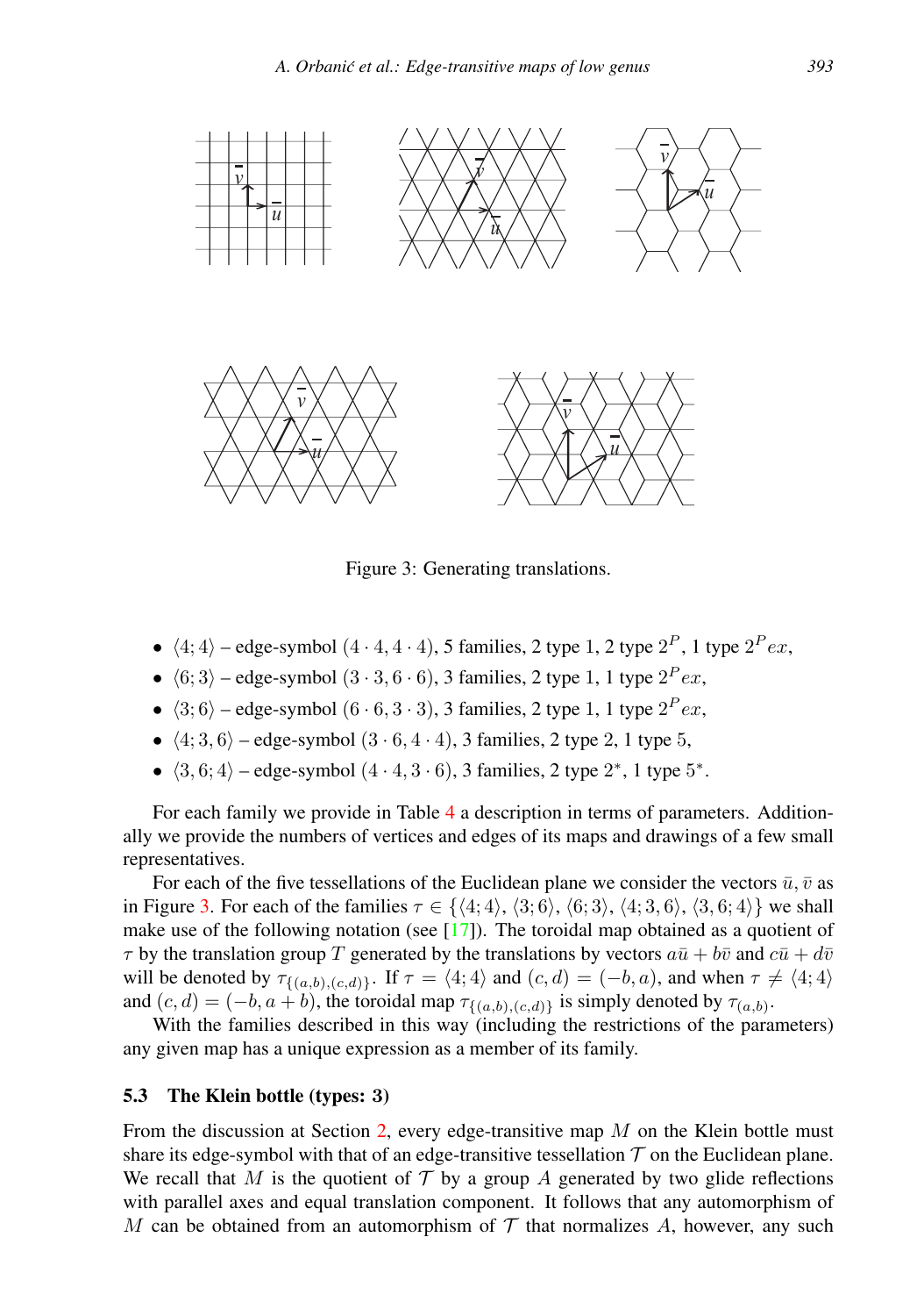Figure 3: Generating translations.

- $\langle 4;4\rangle$ – edge-symbol $(4\cdot 4, 4\cdot 4)$, 5 families, 2 type 1, 2 type $2^P$, 1 type $2^P ex$,
- $\langle 6;3\rangle$ – edge-symbol $(3\cdot 3, 6\cdot 6)$, 3 families, 2 type 1, 1 type $2^P ex$,
- $\langle 3;6\rangle$ – edge-symbol $(6\cdot 6, 3\cdot 3)$, 3 families, 2 type 1, 1 type $2^P ex$,
- $\langle 4;3,6\rangle$ – edge-symbol $(3\cdot 6, 4\cdot 4)$, 3 families, 2 type 2, 1 type 5,
- $\langle 3,6;4\rangle$ – edge-symbol $(4\cdot 4, 3\cdot 6)$, 3 families, 2 type $2^*$, 1 type $5^*$.

For each family we provide in Table 4 a description in terms of parameters. Additionally we provide the numbers of vertices and edges of its maps and drawings of a few small representatives.

For each of the five tessellations of the Euclidean plane we consider the vectors $\bar{u}, \bar{v}$ as in Figure 3. For each of the families $\tau \in \{\langle 4;4\rangle, \langle 3;6\rangle, \langle 6;3\rangle, \langle 4;3,6\rangle, \langle 3,6;4\rangle\}$ we shall make use of the following notation (see [17]). The toroidal map obtained as a quotient of $\tau$ by the translation group $T$ generated by the translations by vectors $a\bar{u} + b\bar{v}$ and $c\bar{u} + d\bar{v}$ will be denoted by $\tau_{\{(a,b),(c,d)\}}$. If $\tau = \langle 4;4\rangle$ and $(c,d) = (-b,a)$, and when $\tau \neq \langle 4;4\rangle$ and $(c,d) = (-b, a+b)$, the toroidal map $\tau_{\{(a,b),(c,d)\}}$ is simply denoted by $\tau_{(a,b)}$.

With the families described in this way (including the restrictions of the parameters) any given map has a unique expression as a member of its family.

### 5.3 The Klein bottle (types: 3)

From the discussion at Section 2, every edge-transitive map $M$ on the Klein bottle must share its edge-symbol with that of an edge-transitive tessellation $\mathcal{T}$ on the Euclidean plane. We recall that $M$ is the quotient of $\mathcal{T}$ by a group $A$ generated by two glide reflections with parallel axes and equal translation component. It follows that any automorphism of $M$ can be obtained from an automorphism of $\mathcal{T}$ that normalizes $A$, however, any such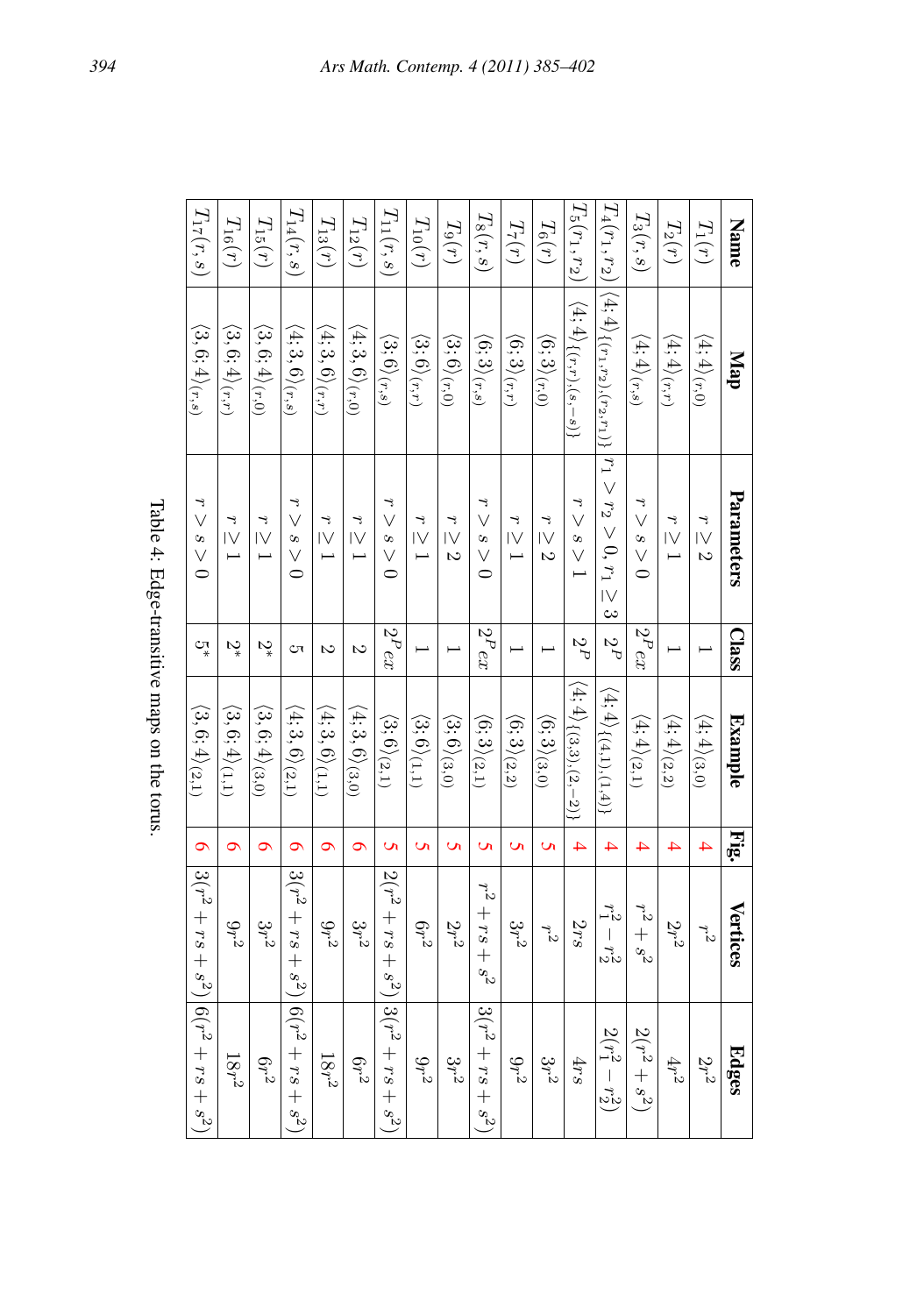| Name | Map | Parameters | Class | Example | Fig. | Vertices | Edges |
|---|---|---|---|---|---|---|---|
| $T_1(r)$ | $\langle 4;4\rangle_{(r,0)}$ | $r \geq 2$ | 1 | $\langle 4;4\rangle_{(3,0)}$ | 4 | $r^2$ | $2r^2$ |
| $T_2(r)$ | $\langle 4;4\rangle_{(r,r)}$ | $r \geq 1$ | 1 | $\langle 4;4\rangle_{(2,2)}$ | 4 | $2r^2$ | $4r^2$ |
| $T_3(r,s)$ | $\langle 4;4\rangle_{(r,s)}$ | $r > s > 0$ | $2^P ex$ | $\langle 4;4\rangle_{(2,1)}$ | 4 | $r^2+s^2$ | $2(r^2+s^2)$ |
| $T_4(r_1,r_2)$ | $\langle 4;4\rangle_{\{(r_1,r_2),(r_2,r_1)\}}$ | $r_1 > r_2 > 0, r_1 \geq 3$ | $2^P$ | $\langle 4;4\rangle_{\{(4,1),(1,4)\}}$ | 4 | $r_1^2 - r_2^2$ | $2(r_1^2 - r_2^2)$ |
| $T_5(r_1,r_2)$ | $\langle 4;4\rangle_{\{(r,r),(s,-s)\}}$ | $r > s > 1$ | $2^P$ | $\langle 4;4\rangle_{\{(3,3),(2,-2)\}}$ | 4 | $2rs$ | $4rs$ |
| $T_6(r)$ | $\langle 6;3\rangle_{(r,0)}$ | $r \geq 2$ | 1 | $\langle 6;3\rangle_{(3,0)}$ | 5 | $r^2$ | $3r^2$ |
| $T_7(r)$ | $\langle 6;3\rangle_{(r,r)}$ | $r \geq 1$ | 1 | $\langle 6;3\rangle_{(2,2)}$ | 5 | $3r^2$ | $9r^2$ |
| $T_8(r,s)$ | $\langle 6;3\rangle_{(r,s)}$ | $r > s > 0$ | $2^P ex$ | $\langle 6;3\rangle_{(2,1)}$ | 5 | $r^2+rs+s^2$ | $3(r^2+rs+s^2)$ |
| $T_9(r)$ | $\langle 3;6\rangle_{(r,0)}$ | $r \geq 2$ | 1 | $\langle 3;6\rangle_{(3,0)}$ | 5 | $2r^2$ | $3r^2$ |
| $T_{10}(r)$ | $\langle 3;6\rangle_{(r,r)}$ | $r \geq 1$ | 1 | $\langle 3;6\rangle_{(1,1)}$ | 5 | $6r^2$ | $9r^2$ |
| $T_{11}(r,s)$ | $\langle 3;6\rangle_{(r,s)}$ | $r > s > 0$ | $2^P ex$ | $\langle 3;6\rangle_{(2,1)}$ | 5 | $2(r^2+rs+s^2)$ | $3(r^2+rs+s^2)$ |
| $T_{12}(r)$ | $\langle 4;3,6\rangle_{(r,0)}$ | $r \geq 1$ | 2 | $\langle 4;3,6\rangle_{(3,0)}$ | 6 | $3r^2$ | $6r^2$ |
| $T_{13}(r)$ | $\langle 4;3,6\rangle_{(r,r)}$ | $r \geq 1$ | 2 | $\langle 4;3,6\rangle_{(1,1)}$ | 6 | $9r^2$ | $18r^2$ |
| $T_{14}(r,s)$ | $\langle 4;3,6\rangle_{(r,s)}$ | $r > s > 0$ | 5 | $\langle 4;3,6\rangle_{(2,1)}$ | 6 | $3(r^2+rs+s^2)$ | $6(r^2+rs+s^2)$ |
| $T_{15}(r)$ | $\langle 3,6;4\rangle_{(r,0)}$ | $r \geq 1$ | $2^*$ | $\langle 3,6;4\rangle_{(3,0)}$ | 6 | $3r^2$ | $6r^2$ |
| $T_{16}(r)$ | $\langle 3,6;4\rangle_{(r,r)}$ | $r \geq 1$ | $2^*$ | $\langle 3,6;4\rangle_{(1,1)}$ | 6 | $9r^2$ | $18r^2$ |
| $T_{17}(r,s)$ | $\langle 3,6;4\rangle_{(r,s)}$ | $r > s > 0$ | $5^*$ | $\langle 3,6;4\rangle_{(2,1)}$ | 6 | $3(r^2+rs+s^2)$ | $6(r^2+rs+s^2)$ |

Table 4: Edge-transitive maps on the torus.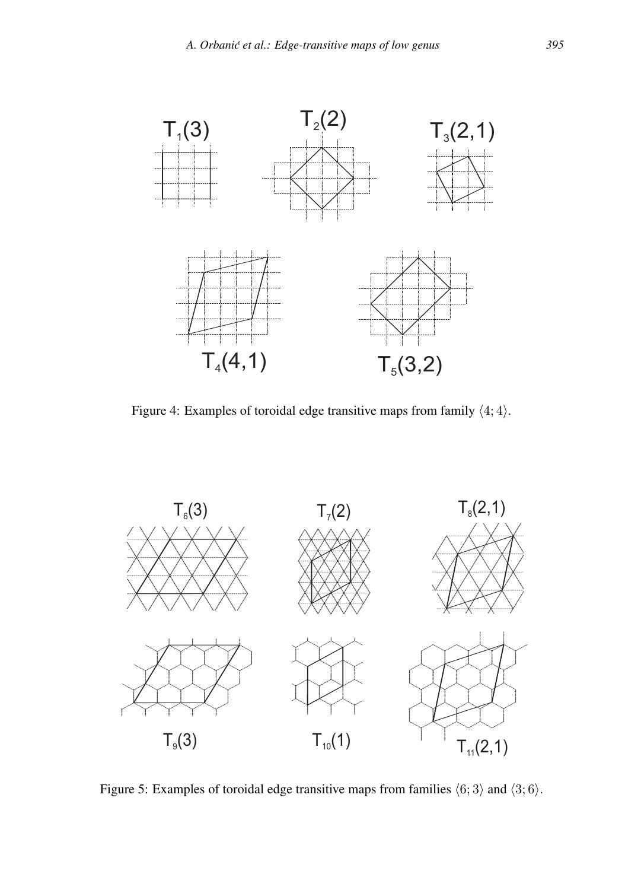$T_1(3)$ $T_2(2)$ $T_3(2,1)$

$T_4(4,1)$ $T_5(3,2)$

Figure 4: Examples of toroidal edge transitive maps from family $\langle 4; 4 \rangle$.

$T_6(3)$ $T_7(2)$ $T_8(2,1)$

$T_9(3)$ $T_{10}(1)$ $T_{11}(2,1)$

Figure 5: Examples of toroidal edge transitive maps from families $\langle 6; 3 \rangle$ and $\langle 3; 6 \rangle$.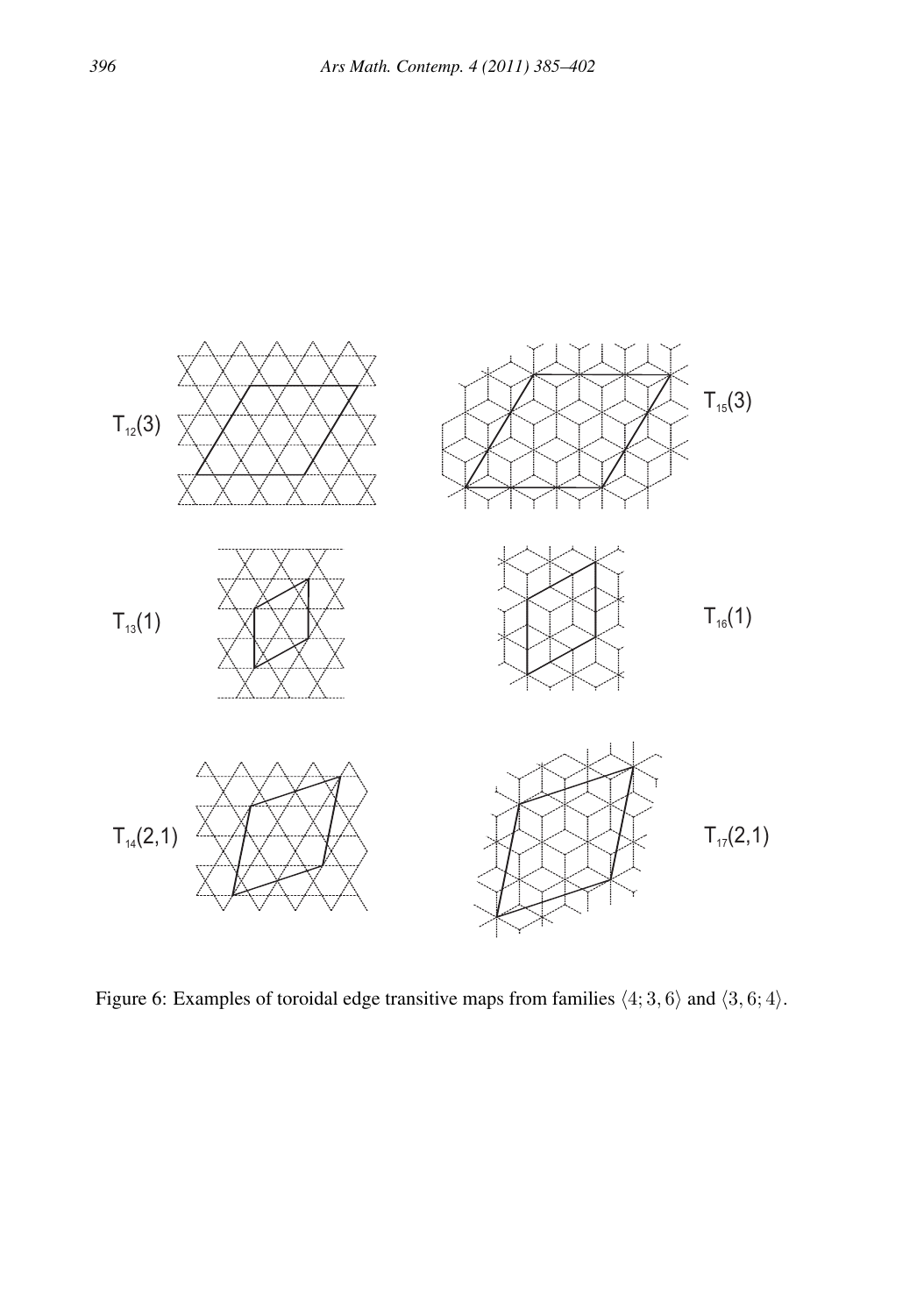Figure 6: Examples of toroidal edge transitive maps from families $\langle 4; 3, 6\rangle$ and $\langle 3, 6; 4\rangle$.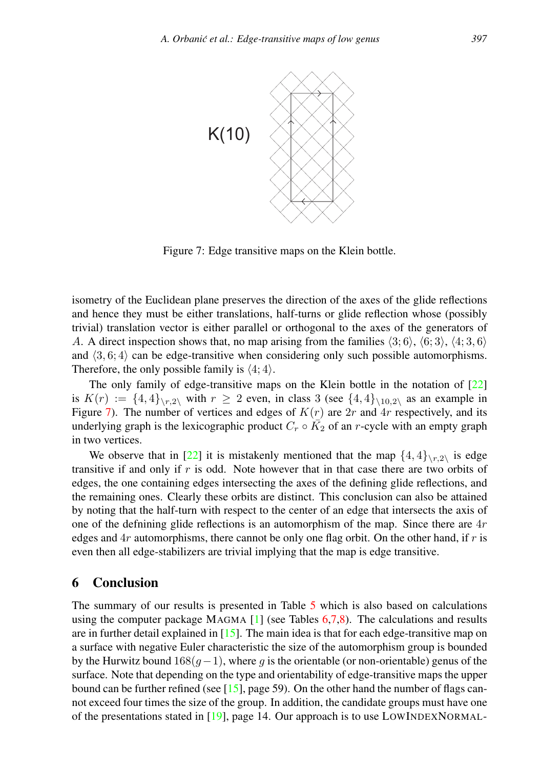K(10)

Figure 7: Edge transitive maps on the Klein bottle.

isometry of the Euclidean plane preserves the direction of the axes of the glide reflections and hence they must be either translations, half-turns or glide reflection whose (possibly trivial) translation vector is either parallel or orthogonal to the axes of the generators of $A$. A direct inspection shows that, no map arising from the families $\langle 3; 6\rangle$, $\langle 6; 3\rangle$, $\langle 4; 3, 6\rangle$ and $\langle 3, 6; 4\rangle$ can be edge-transitive when considering only such possible automorphisms. Therefore, the only possible family is $\langle 4; 4\rangle$.

The only family of edge-transitive maps on the Klein bottle in the notation of [22] is $K(r) := \{4, 4\}_{\backslash r,2\backslash}$ with $r \geq 2$ even, in class 3 (see $\{4, 4\}_{\backslash 10,2\backslash}$ as an example in Figure 7). The number of vertices and edges of $K(r)$ are $2r$ and $4r$ respectively, and its underlying graph is the lexicographic product $C_r \circ \bar{K}_2$ of an $r$-cycle with an empty graph in two vertices.

We observe that in [22] it is mistakenly mentioned that the map $\{4, 4\}_{\backslash r,2\backslash}$ is edge transitive if and only if $r$ is odd. Note however that in that case there are two orbits of edges, the one containing edges intersecting the axes of the defining glide reflections, and the remaining ones. Clearly these orbits are distinct. This conclusion can also be attained by noting that the half-turn with respect to the center of an edge that intersects the axis of one of the defning glide reflections is an automorphism of the map. Since there are $4r$ edges and $4r$ automorphisms, there cannot be only one flag orbit. On the other hand, if $r$ is even then all edge-stabilizers are trivial implying that the map is edge transitive.

## 6 Conclusion

The summary of our results is presented in Table 5 which is also based on calculations using the computer package MAGMA [1] (see Tables 6,7,8). The calculations and results are in further detail explained in [15]. The main idea is that for each edge-transitive map on a surface with negative Euler characteristic the size of the automorphism group is bounded by the Hurwitz bound $168(g-1)$, where $g$ is the orientable (or non-orientable) genus of the surface. Note that depending on the type and orientability of edge-transitive maps the upper bound can be further refined (see [15], page 59). On the other hand the number of flags cannot exceed four times the size of the group. In addition, the candidate groups must have one of the presentations stated in [19], page 14. Our approach is to use LOWINDEXNORMAL-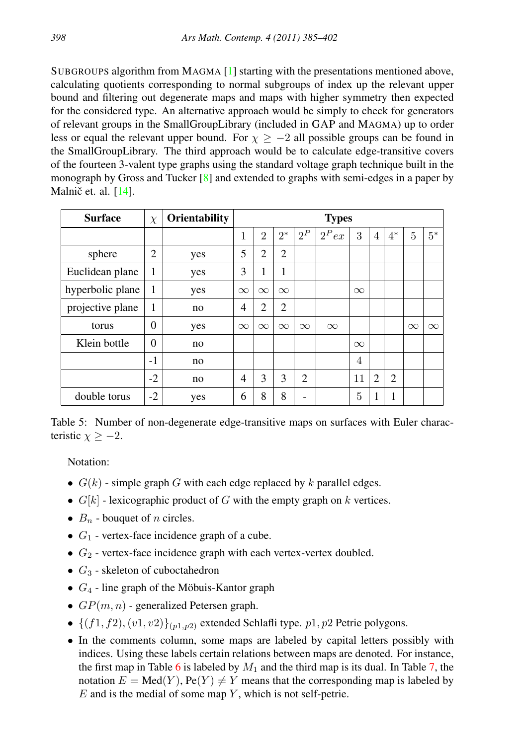SUBGROUPS algorithm from MAGMA [1] starting with the presentations mentioned above, calculating quotients corresponding to normal subgroups of index up the relevant upper bound and filtering out degenerate maps and maps with higher symmetry then expected for the considered type. An alternative approach would be simply to check for generators of relevant groups in the SmallGroupLibrary (included in GAP and MAGMA) up to order less or equal the relevant upper bound. For $\chi \geq -2$ all possible groups can be found in the SmallGroupLibrary. The third approach would be to calculate edge-transitive covers of the fourteen 3-valent type graphs using the standard voltage graph technique built in the monograph by Gross and Tucker [8] and extended to graphs with semi-edges in a paper by Malnič et. al. [14].

| Surface | $\chi$ | Orientability | Types | | | | | | | | | |
|---|---|---|---|---|---|---|---|---|---|---|---|---|
| | | | 1 | 2 | $2^*$ | $2^P$ | $2^P ex$ | 3 | 4 | $4^*$ | 5 | $5^*$ |
| sphere | 2 | yes | 5 | 2 | 2 | | | | | | | |
| Euclidean plane | 1 | yes | 3 | 1 | 1 | | | | | | | |
| hyperbolic plane | 1 | yes | $\infty$ | $\infty$ | $\infty$ | | | $\infty$ | | | | |
| projective plane | 1 | no | 4 | 2 | 2 | | | | | | | |
| torus | 0 | yes | $\infty$ | $\infty$ | $\infty$ | $\infty$ | $\infty$ | | | | $\infty$ | $\infty$ |
| Klein bottle | 0 | no | | | | | | $\infty$ | | | | |
| | -1 | no | | | | | | 4 | | | | |
| | -2 | no | 4 | 3 | 3 | 2 | | 11 | 2 | 2 | | |
| double torus | -2 | yes | 6 | 8 | 8 | - | | 5 | 1 | 1 | | |

Table 5: Number of non-degenerate edge-transitive maps on surfaces with Euler characteristic $\chi \geq -2$.

Notation:

- $G(k)$ - simple graph $G$ with each edge replaced by $k$ parallel edges.
- $G[k]$ - lexicographic product of $G$ with the empty graph on $k$ vertices.
- $B_n$ - bouquet of $n$ circles.
- $G_1$ - vertex-face incidence graph of a cube.
- $G_2$ - vertex-face incidence graph with each vertex-vertex doubled.
- $G_3$ - skeleton of cuboctahedron
- $G_4$ - line graph of the Möbuis-Kantor graph
- $GP(m, n)$ - generalized Petersen graph.
- $\{(f1, f2), (v1, v2)\}_{(p1,p2)}$ extended Schlafli type. $p1, p2$ Petrie polygons.
- In the comments column, some maps are labeled by capital letters possibly with indices. Using these labels certain relations between maps are denoted. For instance, the first map in Table 6 is labeled by $M_1$ and the third map is its dual. In Table 7, the notation $E = \text{Med}(Y)$, $\text{Pe}(Y) \neq Y$ means that the corresponding map is labeled by $E$ and is the medial of some map $Y$, which is not self-petrie.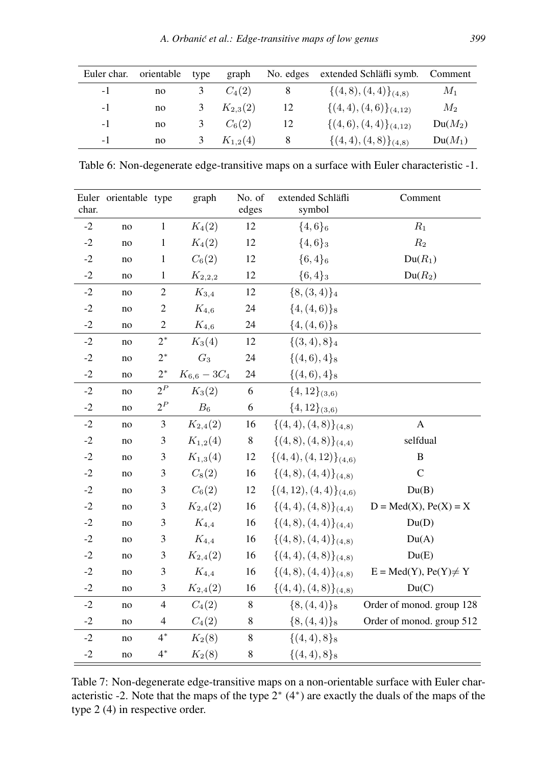| Euler char. | orientable | type | graph | No. edges | extended Schläfli symb. | Comment |
|---|---|---|---|---|---|---|
| -1 | no | 3 | $C_4(2)$ | 8 | $\{(4,8),(4,4)\}_{(4,8)}$ | $M_1$ |
| -1 | no | 3 | $K_{2,3}(2)$ | 12 | $\{(4,4),(4,6)\}_{(4,12)}$ | $M_2$ |
| -1 | no | 3 | $C_6(2)$ | 12 | $\{(4,6),(4,4)\}_{(4,12)}$ | Du($M_2$) |
| -1 | no | 3 | $K_{1,2}(4)$ | 8 | $\{(4,4),(4,8)\}_{(4,8)}$ | Du($M_1$) |

Table 6: Non-degenerate edge-transitive maps on a surface with Euler characteristic -1.

| Euler char. | orientable | type | graph | No. of edges | extended Schläfli symbol | Comment |
|---|---|---|---|---|---|---|
| -2 | no | 1 | $K_4(2)$ | 12 | $\{4,6\}_6$ | $R_1$ |
| -2 | no | 1 | $K_4(2)$ | 12 | $\{4,6\}_3$ | $R_2$ |
| -2 | no | 1 | $C_6(2)$ | 12 | $\{6,4\}_6$ | Du($R_1$) |
| -2 | no | 1 | $K_{2,2,2}$ | 12 | $\{6,4\}_3$ | Du($R_2$) |
| -2 | no | 2 | $K_{3,4}$ | 12 | $\{8,(3,4)\}_4$ | |
| -2 | no | 2 | $K_{4,6}$ | 24 | $\{4,(4,6)\}_8$ | |
| -2 | no | 2 | $K_{4,6}$ | 24 | $\{4,(4,6)\}_8$ | |
| -2 | no | $2^*$ | $K_3(4)$ | 12 | $\{(3,4),8\}_4$ | |
| -2 | no | $2^*$ | $G_3$ | 24 | $\{(4,6),4\}_8$ | |
| -2 | no | $2^*$ | $K_{6,6}-3C_4$ | 24 | $\{(4,6),4\}_8$ | |
| -2 | no | $2^P$ | $K_3(2)$ | 6 | $\{4,12\}_{(3,6)}$ | |
| -2 | no | $2^P$ | $B_6$ | 6 | $\{4,12\}_{(3,6)}$ | |
| -2 | no | 3 | $K_{2,4}(2)$ | 16 | $\{(4,4),(4,8)\}_{(4,8)}$ | A |
| -2 | no | 3 | $K_{1,2}(4)$ | 8 | $\{(4,8),(4,8)\}_{(4,4)}$ | selfdual |
| -2 | no | 3 | $K_{1,3}(4)$ | 12 | $\{(4,4),(4,12)\}_{(4,6)}$ | B |
| -2 | no | 3 | $C_8(2)$ | 16 | $\{(4,8),(4,4)\}_{(4,8)}$ | C |
| -2 | no | 3 | $C_6(2)$ | 12 | $\{(4,12),(4,4)\}_{(4,6)}$ | Du(B) |
| -2 | no | 3 | $K_{2,4}(2)$ | 16 | $\{(4,4),(4,8)\}_{(4,4)}$ | D = Med(X), Pe(X) = X |
| -2 | no | 3 | $K_{4,4}$ | 16 | $\{(4,8),(4,4)\}_{(4,4)}$ | Du(D) |
| -2 | no | 3 | $K_{4,4}$ | 16 | $\{(4,8),(4,4)\}_{(4,8)}$ | Du(A) |
| -2 | no | 3 | $K_{2,4}(2)$ | 16 | $\{(4,4),(4,8)\}_{(4,8)}$ | Du(E) |
| -2 | no | 3 | $K_{4,4}$ | 16 | $\{(4,8),(4,4)\}_{(4,8)}$ | E = Med(Y), Pe(Y)≠ Y |
| -2 | no | 3 | $K_{2,4}(2)$ | 16 | $\{(4,4),(4,8)\}_{(4,8)}$ | Du(C) |
| -2 | no | 4 | $C_4(2)$ | 8 | $\{8,(4,4)\}_8$ | Order of monod. group 128 |
| -2 | no | 4 | $C_4(2)$ | 8 | $\{8,(4,4)\}_8$ | Order of monod. group 512 |
| -2 | no | $4^*$ | $K_2(8)$ | 8 | $\{(4,4),8\}_8$ | |
| -2 | no | $4^*$ | $K_2(8)$ | 8 | $\{(4,4),8\}_8$ | |

Table 7: Non-degenerate edge-transitive maps on a non-orientable surface with Euler characteristic -2. Note that the maps of the type $2^*$ ($4^*$) are exactly the duals of the maps of the type 2 (4) in respective order.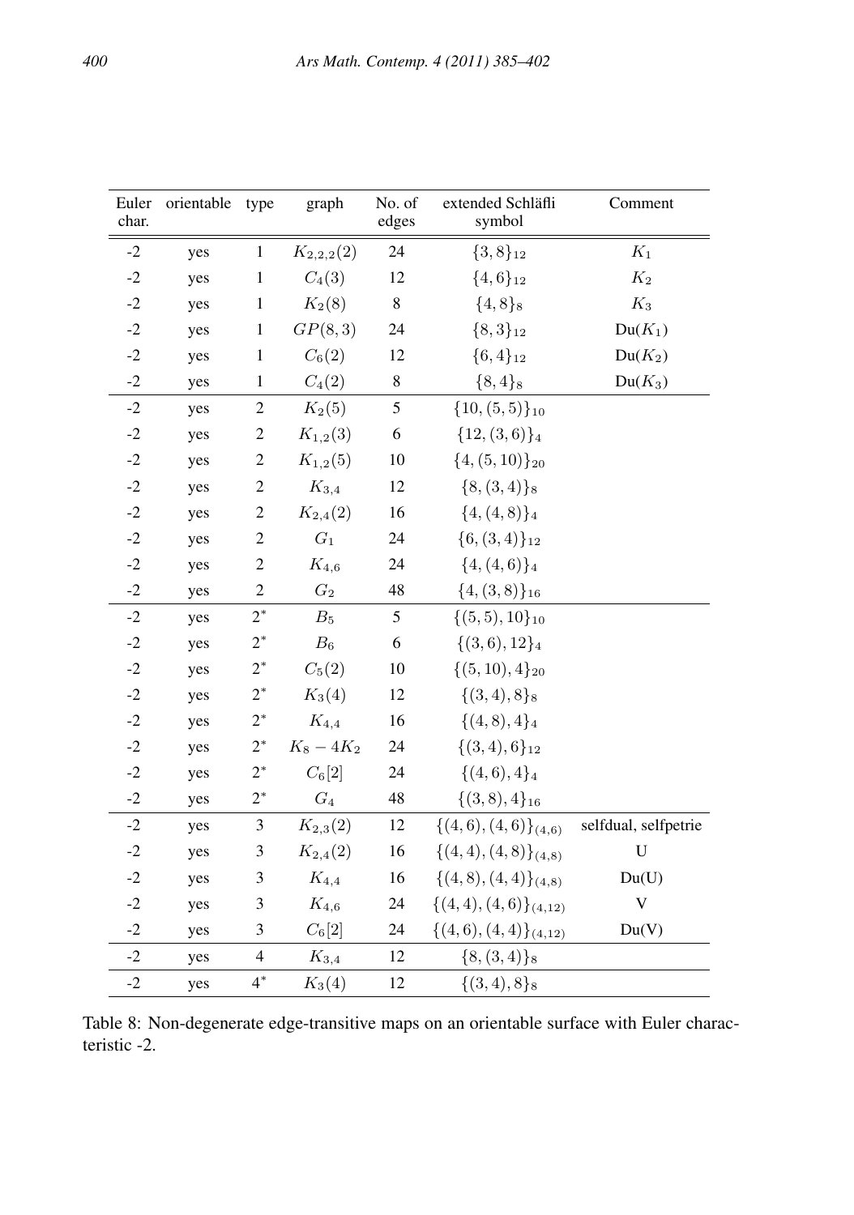| Euler char. | orientable | type | graph | No. of edges | extended Schläfli symbol | Comment |
|---|---|---|---|---|---|---|
| -2 | yes | 1 | $K_{2,2,2}(2)$ | 24 | $\{3,8\}_{12}$ | $K_1$ |
| -2 | yes | 1 | $C_4(3)$ | 12 | $\{4,6\}_{12}$ | $K_2$ |
| -2 | yes | 1 | $K_2(8)$ | 8 | $\{4,8\}_8$ | $K_3$ |
| -2 | yes | 1 | $GP(8,3)$ | 24 | $\{8,3\}_{12}$ | Du($K_1$) |
| -2 | yes | 1 | $C_6(2)$ | 12 | $\{6,4\}_{12}$ | Du($K_2$) |
| -2 | yes | 1 | $C_4(2)$ | 8 | $\{8,4\}_8$ | Du($K_3$) |
| -2 | yes | 2 | $K_2(5)$ | 5 | $\{10,(5,5)\}_{10}$ | |
| -2 | yes | 2 | $K_{1,2}(3)$ | 6 | $\{12,(3,6)\}_4$ | |
| -2 | yes | 2 | $K_{1,2}(5)$ | 10 | $\{4,(5,10)\}_{20}$ | |
| -2 | yes | 2 | $K_{3,4}$ | 12 | $\{8,(3,4)\}_8$ | |
| -2 | yes | 2 | $K_{2,4}(2)$ | 16 | $\{4,(4,8)\}_4$ | |
| -2 | yes | 2 | $G_1$ | 24 | $\{6,(3,4)\}_{12}$ | |
| -2 | yes | 2 | $K_{4,6}$ | 24 | $\{4,(4,6)\}_4$ | |
| -2 | yes | 2 | $G_2$ | 48 | $\{4,(3,8)\}_{16}$ | |
| -2 | yes | $2^*$ | $B_5$ | 5 | $\{(5,5),10\}_{10}$ | |
| -2 | yes | $2^*$ | $B_6$ | 6 | $\{(3,6),12\}_4$ | |
| -2 | yes | $2^*$ | $C_5(2)$ | 10 | $\{(5,10),4\}_{20}$ | |
| -2 | yes | $2^*$ | $K_3(4)$ | 12 | $\{(3,4),8\}_8$ | |
| -2 | yes | $2^*$ | $K_{4,4}$ | 16 | $\{(4,8),4\}_4$ | |
| -2 | yes | $2^*$ | $K_8 - 4K_2$ | 24 | $\{(3,4),6\}_{12}$ | |
| -2 | yes | $2^*$ | $C_6[2]$ | 24 | $\{(4,6),4\}_4$ | |
| -2 | yes | $2^*$ | $G_4$ | 48 | $\{(3,8),4\}_{16}$ | |
| -2 | yes | 3 | $K_{2,3}(2)$ | 12 | $\{(4,6),(4,6)\}_{(4,6)}$ | selfdual, selfpetrie |
| -2 | yes | 3 | $K_{2,4}(2)$ | 16 | $\{(4,4),(4,8)\}_{(4,8)}$ | U |
| -2 | yes | 3 | $K_{4,4}$ | 16 | $\{(4,8),(4,4)\}_{(4,8)}$ | Du(U) |
| -2 | yes | 3 | $K_{4,6}$ | 24 | $\{(4,4),(4,6)\}_{(4,12)}$ | V |
| -2 | yes | 3 | $C_6[2]$ | 24 | $\{(4,6),(4,4)\}_{(4,12)}$ | Du(V) |
| -2 | yes | 4 | $K_{3,4}$ | 12 | $\{8,(3,4)\}_8$ | |
| -2 | yes | $4^*$ | $K_3(4)$ | 12 | $\{(3,4),8\}_8$ | |

Table 8: Non-degenerate edge-transitive maps on an orientable surface with Euler characteristic -2.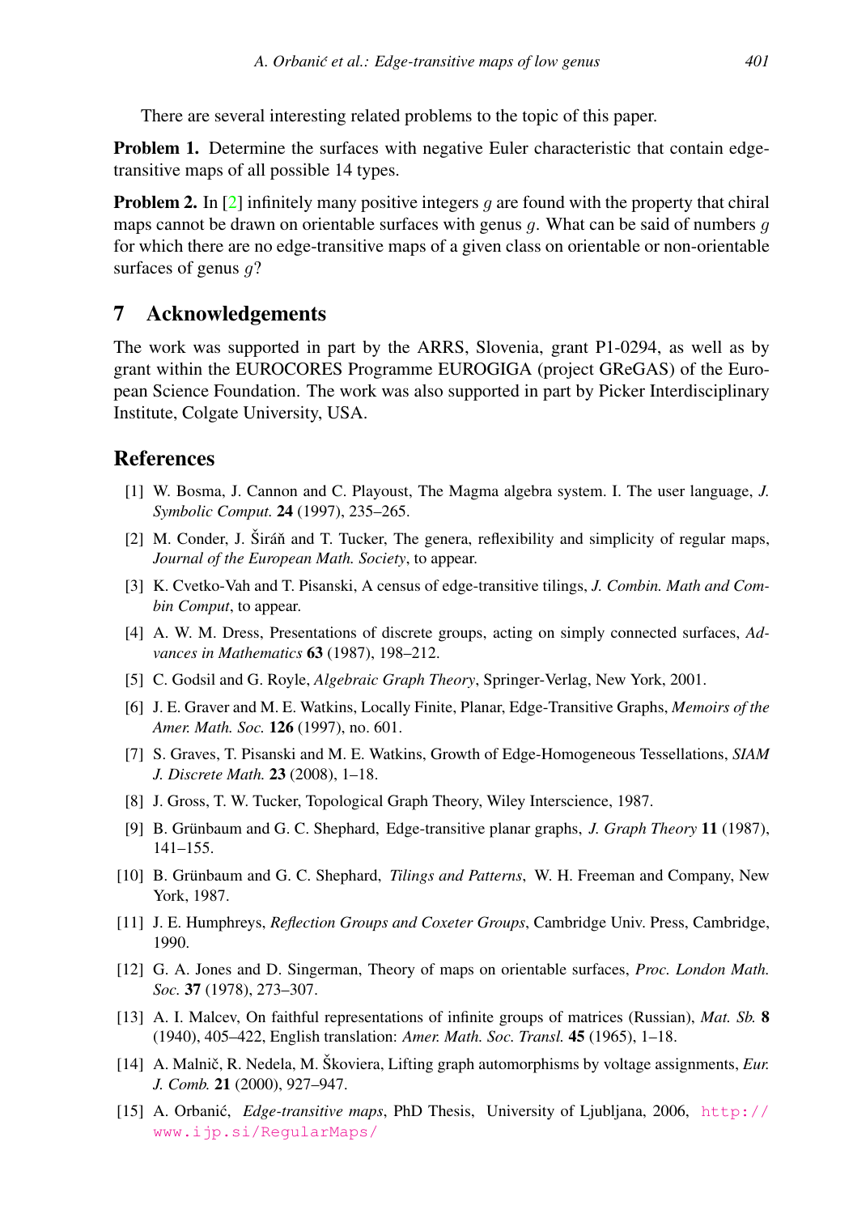There are several interesting related problems to the topic of this paper.

**Problem 1.** Determine the surfaces with negative Euler characteristic that contain edge-transitive maps of all possible 14 types.

**Problem 2.** In [2] infinitely many positive integers $g$ are found with the property that chiral maps cannot be drawn on orientable surfaces with genus $g$. What can be said of numbers $g$ for which there are no edge-transitive maps of a given class on orientable or non-orientable surfaces of genus $g$?

## 7 Acknowledgements

The work was supported in part by the ARRS, Slovenia, grant P1-0294, as well as by grant within the EUROCORES Programme EUROGIGA (project GReGAS) of the European Science Foundation. The work was also supported in part by Picker Interdisciplinary Institute, Colgate University, USA.

## References

[1] W. Bosma, J. Cannon and C. Playoust, The Magma algebra system. I. The user language, *J. Symbolic Comput.* **24** (1997), 235–265.

[2] M. Conder, J. Širáň and T. Tucker, The genera, reflexibility and simplicity of regular maps, *Journal of the European Math. Society*, to appear.

[3] K. Cvetko-Vah and T. Pisanski, A census of edge-transitive tilings, *J. Combin. Math and Combin Comput*, to appear.

[4] A. W. M. Dress, Presentations of discrete groups, acting on simply connected surfaces, *Advances in Mathematics* **63** (1987), 198–212.

[5] C. Godsil and G. Royle, *Algebraic Graph Theory*, Springer-Verlag, New York, 2001.

[6] J. E. Graver and M. E. Watkins, Locally Finite, Planar, Edge-Transitive Graphs, *Memoirs of the Amer. Math. Soc.* **126** (1997), no. 601.

[7] S. Graves, T. Pisanski and M. E. Watkins, Growth of Edge-Homogeneous Tessellations, *SIAM J. Discrete Math.* **23** (2008), 1–18.

[8] J. Gross, T. W. Tucker, Topological Graph Theory, Wiley Interscience, 1987.

[9] B. Grünbaum and G. C. Shephard, Edge-transitive planar graphs, *J. Graph Theory* **11** (1987), 141–155.

[10] B. Grünbaum and G. C. Shephard, *Tilings and Patterns*, W. H. Freeman and Company, New York, 1987.

[11] J. E. Humphreys, *Reflection Groups and Coxeter Groups*, Cambridge Univ. Press, Cambridge, 1990.

[12] G. A. Jones and D. Singerman, Theory of maps on orientable surfaces, *Proc. London Math. Soc.* **37** (1978), 273–307.

[13] A. I. Malcev, On faithful representations of infinite groups of matrices (Russian), *Mat. Sb.* **8** (1940), 405–422, English translation: *Amer. Math. Soc. Transl.* **45** (1965), 1–18.

[14] A. Malnič, R. Nedela, M. Škoviera, Lifting graph automorphisms by voltage assignments, *Eur. J. Comb.* **21** (2000), 927–947.

[15] A. Orbanić, *Edge-transitive maps*, PhD Thesis, University of Ljubljana, 2006, http://www.ijp.si/RegularMaps/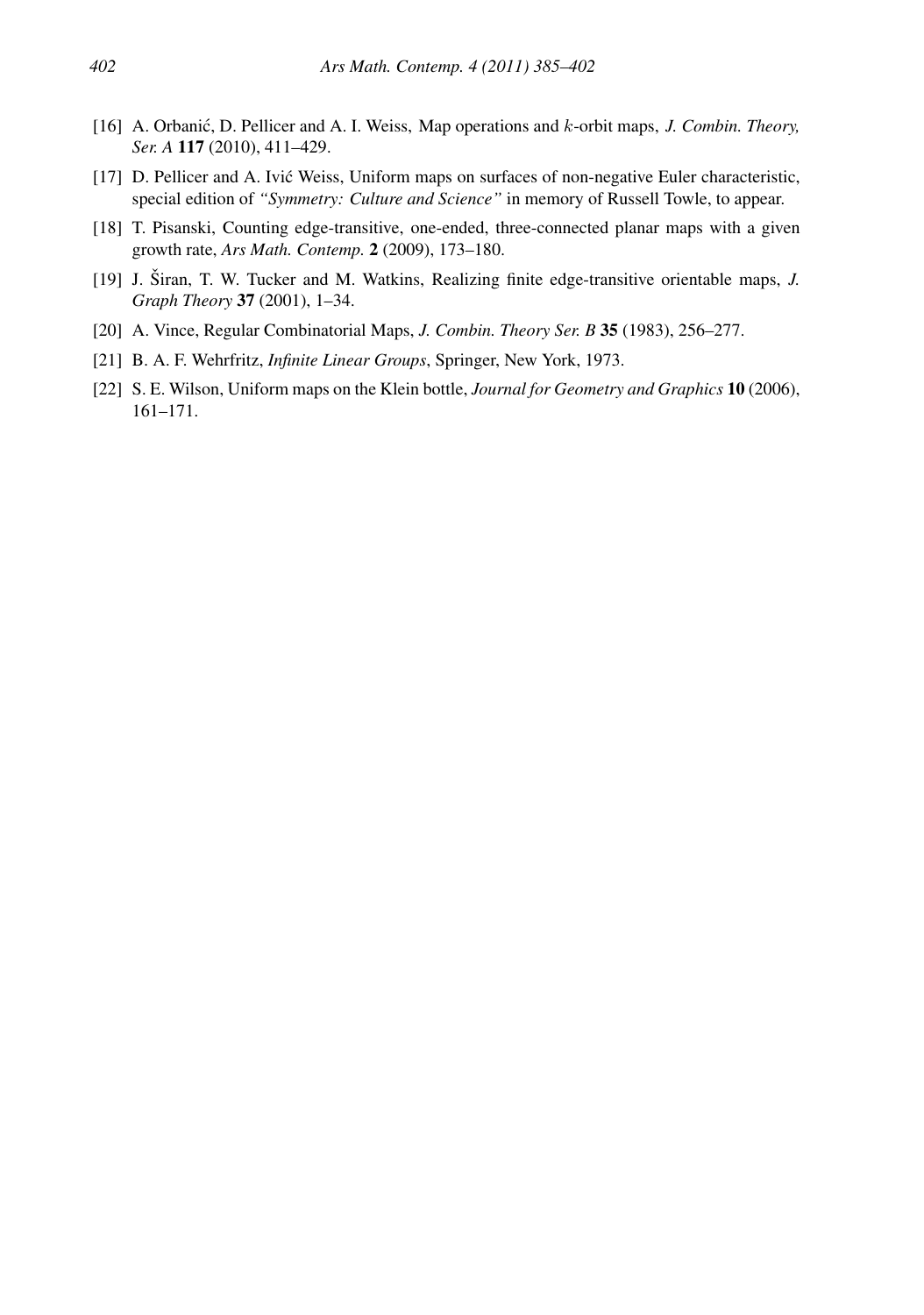[16] A. Orbanić, D. Pellicer and A. I. Weiss, Map operations and $k$-orbit maps, *J. Combin. Theory, Ser. A* **117** (2010), 411–429.

[17] D. Pellicer and A. Ivić Weiss, Uniform maps on surfaces of non-negative Euler characteristic, special edition of *"Symmetry: Culture and Science"* in memory of Russell Towle, to appear.

[18] T. Pisanski, Counting edge-transitive, one-ended, three-connected planar maps with a given growth rate, *Ars Math. Contemp.* **2** (2009), 173–180.

[19] J. Širan, T. W. Tucker and M. Watkins, Realizing finite edge-transitive orientable maps, *J. Graph Theory* **37** (2001), 1–34.

[20] A. Vince, Regular Combinatorial Maps, *J. Combin. Theory Ser. B* **35** (1983), 256–277.

[21] B. A. F. Wehrfritz, *Infinite Linear Groups*, Springer, New York, 1973.

[22] S. E. Wilson, Uniform maps on the Klein bottle, *Journal for Geometry and Graphics* **10** (2006), 161–171.